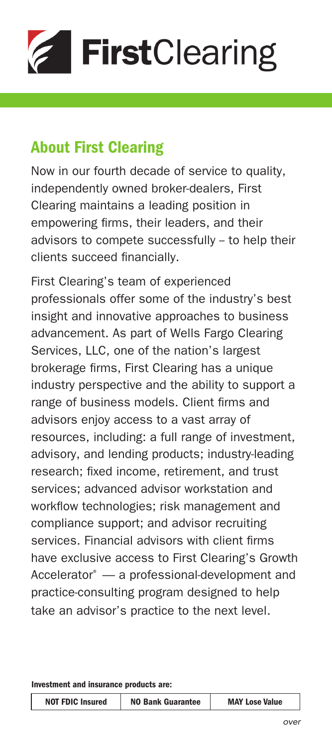# FirstClearing

## About First Clearing

Now in our fourth decade of service to quality, independently owned broker-dealers, First Clearing maintains a leading position in empowering firms, their leaders, and their advisors to compete successfully – to help their clients succeed financially.

First Clearing's team of experienced professionals offer some of the industry's best insight and innovative approaches to business advancement. As part of Wells Fargo Clearing Services, LLC, one of the nation's largest brokerage firms, First Clearing has a unique industry perspective and the ability to support a range of business models. Client firms and advisors enjoy access to a vast array of resources, including: a full range of investment, advisory, and lending products; industry-leading research; fixed income, retirement, and trust services; advanced advisor workstation and workflow technologies; risk management and compliance support; and advisor recruiting services. Financial advisors with client firms have exclusive access to First Clearing's Growth Accelerator® — a professional-development and practice-consulting program designed to help take an advisor's practice to the next level.

**Investment and insurance products are:**

| NOT FDIC Insured | NO Bank Guarantee | MAY Lose Value |
|---|---|---|

*over*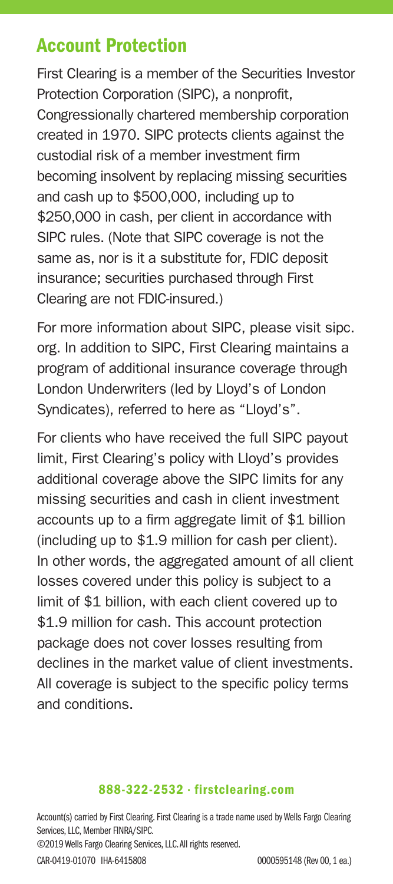## Account Protection

First Clearing is a member of the Securities Investor Protection Corporation (SIPC), a nonprofit, Congressionally chartered membership corporation created in 1970. SIPC protects clients against the custodial risk of a member investment firm becoming insolvent by replacing missing securities and cash up to $500,000, including up to $250,000 in cash, per client in accordance with SIPC rules. (Note that SIPC coverage is not the same as, nor is it a substitute for, FDIC deposit insurance; securities purchased through First Clearing are not FDIC-insured.)

For more information about SIPC, please visit sipc.org. In addition to SIPC, First Clearing maintains a program of additional insurance coverage through London Underwriters (led by Lloyd's of London Syndicates), referred to here as "Lloyd's".

For clients who have received the full SIPC payout limit, First Clearing's policy with Lloyd's provides additional coverage above the SIPC limits for any missing securities and cash in client investment accounts up to a firm aggregate limit of $1 billion (including up to $1.9 million for cash per client). In other words, the aggregated amount of all client losses covered under this policy is subject to a limit of $1 billion, with each client covered up to $1.9 million for cash. This account protection package does not cover losses resulting from declines in the market value of client investments. All coverage is subject to the specific policy terms and conditions.

**888-322-2532 · firstclearing.com**

Account(s) carried by First Clearing. First Clearing is a trade name used by Wells Fargo Clearing Services, LLC, Member FINRA/SIPC.

©2019 Wells Fargo Clearing Services, LLC. All rights reserved.

CAR-0419-01070 IHA-6415808 0000595148 (Rev 00, 1 ea.)